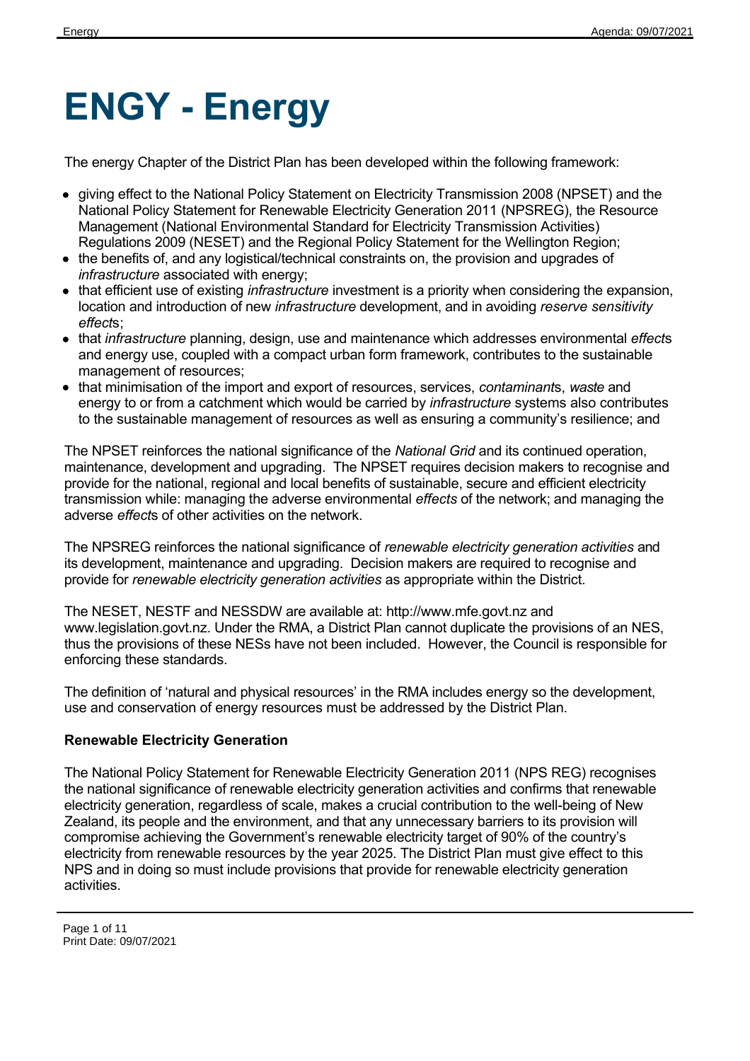# ENGY - Energy

The energy Chapter of the District Plan has been developed within the following framework:

- giving effect to the National Policy Statement on Electricity Transmission 2008 (NPSET) and the National Policy Statement for Renewable Electricity Generation 2011 (NPSREG), the Resource Management (National Environmental Standard for Electricity Transmission Activities) Regulations 2009 (NESET) and the Regional Policy Statement for the Wellington Region;
- the benefits of, and any logistical/technical constraints on, the provision and upgrades of *infrastructure* associated with energy;
- that efficient use of existing *infrastructure* investment is a priority when considering the expansion, location and introduction of new *infrastructure* development, and in avoiding *reserve sensitivity effects*;
- that *infrastructure* planning, design, use and maintenance which addresses environmental *effect*s and energy use, coupled with a compact urban form framework, contributes to the sustainable management of resources;
- that minimisation of the import and export of resources, services, *contaminant*s, *waste* and energy to or from a catchment which would be carried by *infrastructure* systems also contributes to the sustainable management of resources as well as ensuring a community's resilience; and

The NPSET reinforces the national significance of the *National Grid* and its continued operation, maintenance, development and upgrading. The NPSET requires decision makers to recognise and provide for the national, regional and local benefits of sustainable, secure and efficient electricity transmission while: managing the adverse environmental *effects* of the network; and managing the adverse *effect*s of other activities on the network.

The NPSREG reinforces the national significance of *renewable electricity generation activities* and its development, maintenance and upgrading. Decision makers are required to recognise and provide for *renewable electricity generation activities* as appropriate within the District.

The NESET, NESTF and NESSDW are available at: http://www.mfe.govt.nz and www.legislation.govt.nz. Under the RMA, a District Plan cannot duplicate the provisions of an NES, thus the provisions of these NESs have not been included. However, the Council is responsible for enforcing these standards.

The definition of 'natural and physical resources' in the RMA includes energy so the development, use and conservation of energy resources must be addressed by the District Plan.

**Renewable Electricity Generation**

The National Policy Statement for Renewable Electricity Generation 2011 (NPS REG) recognises the national significance of renewable electricity generation activities and confirms that renewable electricity generation, regardless of scale, makes a crucial contribution to the well-being of New Zealand, its people and the environment, and that any unnecessary barriers to its provision will compromise achieving the Government's renewable electricity target of 90% of the country's electricity from renewable resources by the year 2025. The District Plan must give effect to this NPS and in doing so must include provisions that provide for renewable electricity generation activities.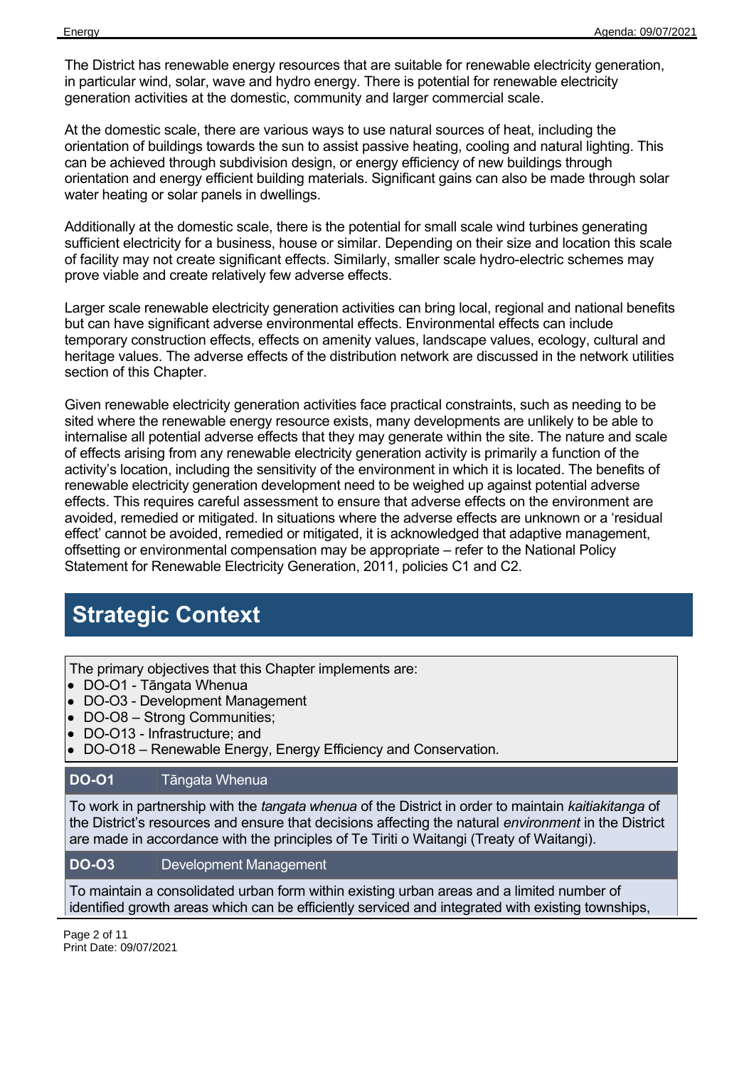The District has renewable energy resources that are suitable for renewable electricity generation, in particular wind, solar, wave and hydro energy. There is potential for renewable electricity generation activities at the domestic, community and larger commercial scale.

At the domestic scale, there are various ways to use natural sources of heat, including the orientation of buildings towards the sun to assist passive heating, cooling and natural lighting. This can be achieved through subdivision design, or energy efficiency of new buildings through orientation and energy efficient building materials. Significant gains can also be made through solar water heating or solar panels in dwellings.

Additionally at the domestic scale, there is the potential for small scale wind turbines generating sufficient electricity for a business, house or similar. Depending on their size and location this scale of facility may not create significant effects. Similarly, smaller scale hydro-electric schemes may prove viable and create relatively few adverse effects.

Larger scale renewable electricity generation activities can bring local, regional and national benefits but can have significant adverse environmental effects. Environmental effects can include temporary construction effects, effects on amenity values, landscape values, ecology, cultural and heritage values. The adverse effects of the distribution network are discussed in the network utilities section of this Chapter.

Given renewable electricity generation activities face practical constraints, such as needing to be sited where the renewable energy resource exists, many developments are unlikely to be able to internalise all potential adverse effects that they may generate within the site. The nature and scale of effects arising from any renewable electricity generation activity is primarily a function of the activity's location, including the sensitivity of the environment in which it is located. The benefits of renewable electricity generation development need to be weighed up against potential adverse effects. This requires careful assessment to ensure that adverse effects on the environment are avoided, remedied or mitigated. In situations where the adverse effects are unknown or a 'residual effect' cannot be avoided, remedied or mitigated, it is acknowledged that adaptive management, offsetting or environmental compensation may be appropriate – refer to the National Policy Statement for Renewable Electricity Generation, 2011, policies C1 and C2.

## Strategic Context

The primary objectives that this Chapter implements are:

- DO-O1 - Tāngata Whenua
- DO-O3 - Development Management
- DO-O8 – Strong Communities;
- DO-O13 - Infrastructure; and
- DO-O18 – Renewable Energy, Energy Efficiency and Conservation.

| **DO-O1** | Tāngata Whenua |
|---|---|
| To work in partnership with the *tangata whenua* of the District in order to maintain *kaitiakitanga* of the District's resources and ensure that decisions affecting the natural *environment* in the District are made in accordance with the principles of Te Tiriti o Waitangi (Treaty of Waitangi). | |

| **DO-O3** | Development Management |
|---|---|
| To maintain a consolidated urban form within existing urban areas and a limited number of identified growth areas which can be efficiently serviced and integrated with existing townships, | |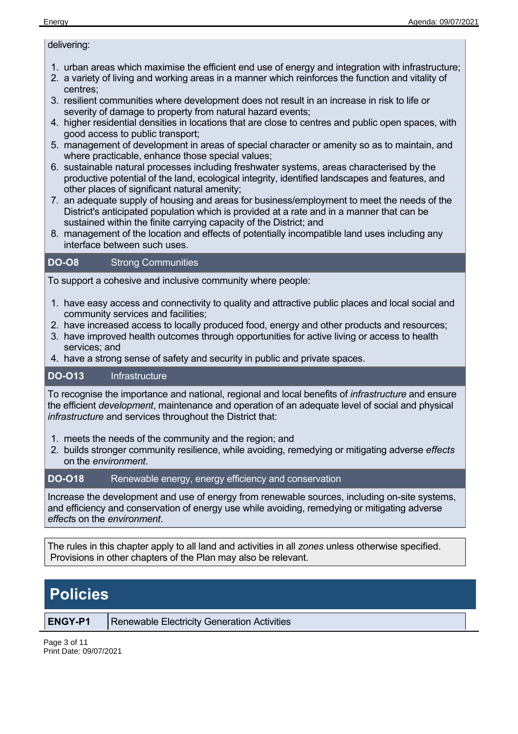delivering:

1. urban areas which maximise the efficient end use of energy and integration with infrastructure;
2. a variety of living and working areas in a manner which reinforces the function and vitality of centres;
3. resilient communities where development does not result in an increase in risk to life or severity of damage to property from natural hazard events;
4. higher residential densities in locations that are close to centres and public open spaces, with good access to public transport;
5. management of development in areas of special character or amenity so as to maintain, and where practicable, enhance those special values;
6. sustainable natural processes including freshwater systems, areas characterised by the productive potential of the land, ecological integrity, identified landscapes and features, and other places of significant natural amenity;
7. an adequate supply of housing and areas for business/employment to meet the needs of the District's anticipated population which is provided at a rate and in a manner that can be sustained within the finite carrying capacity of the District; and
8. management of the location and effects of potentially incompatible land uses including any interface between such uses.

| **DO-O8** | Strong Communities |
|---|---|

To support a cohesive and inclusive community where people:

1. have easy access and connectivity to quality and attractive public places and local social and community services and facilities;
2. have increased access to locally produced food, energy and other products and resources;
3. have improved health outcomes through opportunities for active living or access to health services; and
4. have a strong sense of safety and security in public and private spaces.

| **DO-O13** | Infrastructure |
|---|---|

To recognise the importance and national, regional and local benefits of *infrastructure* and ensure the efficient *development*, maintenance and operation of an adequate level of social and physical *infrastructure* and services throughout the District that:

1. meets the needs of the community and the region; and
2. builds stronger community resilience, while avoiding, remedying or mitigating adverse *effects* on the *environment*.

| **DO-O18** | Renewable energy, energy efficiency and conservation |
|---|---|

Increase the development and use of energy from renewable sources, including on-site systems, and efficiency and conservation of energy use while avoiding, remedying or mitigating adverse *effect*s on the *environment*.

The rules in this chapter apply to all land and activities in all *zones* unless otherwise specified. Provisions in other chapters of the Plan may also be relevant.

# Policies

| **ENGY-P1** | Renewable Electricity Generation Activities |
|---|---|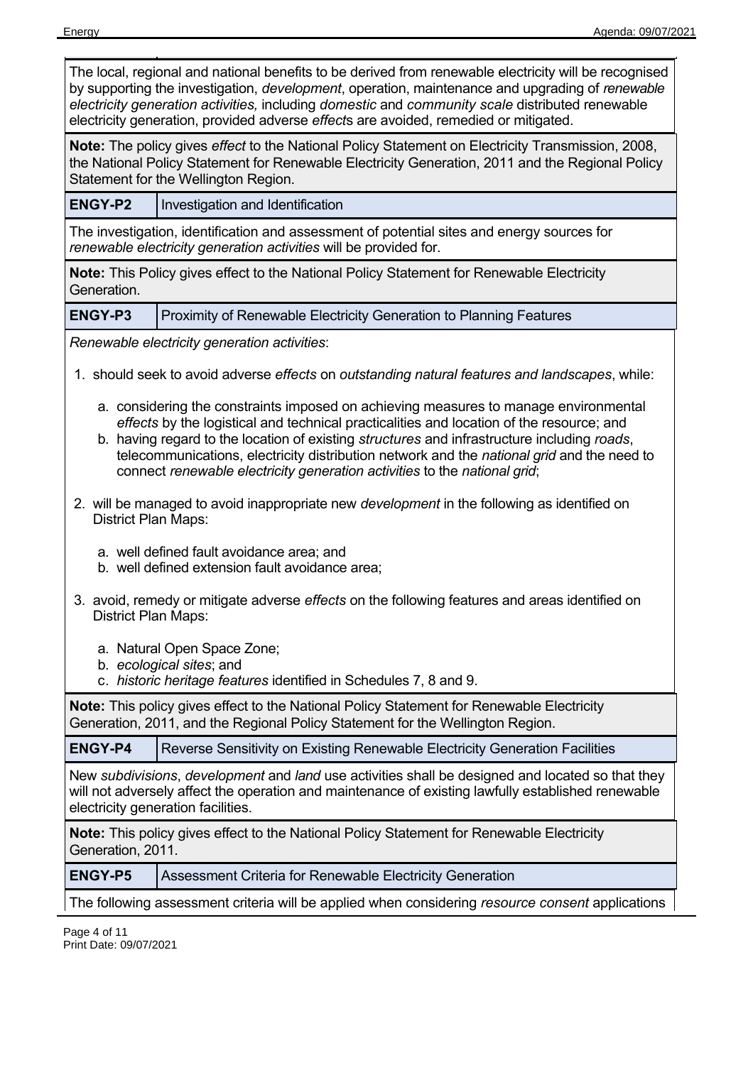The local, regional and national benefits to be derived from renewable electricity will be recognised by supporting the investigation, *development*, operation, maintenance and upgrading of *renewable electricity generation activities,* including *domestic* and *community scale* distributed renewable electricity generation, provided adverse *effect*s are avoided, remedied or mitigated.

**Note:** The policy gives *effect* to the National Policy Statement on Electricity Transmission, 2008, the National Policy Statement for Renewable Electricity Generation, 2011 and the Regional Policy Statement for the Wellington Region.

| **ENGY-P2** | Investigation and Identification |
|---|---|

The investigation, identification and assessment of potential sites and energy sources for *renewable electricity generation activities* will be provided for.

**Note:** This Policy gives effect to the National Policy Statement for Renewable Electricity Generation.

| **ENGY-P3** | Proximity of Renewable Electricity Generation to Planning Features |
|---|---|

*Renewable electricity generation activities*:

1. should seek to avoid adverse *effects* on *outstanding natural features and landscapes*, while:
   a. considering the constraints imposed on achieving measures to manage environmental *effects* by the logistical and technical practicalities and location of the resource; and
   b. having regard to the location of existing *structures* and infrastructure including *roads*, telecommunications, electricity distribution network and the *national grid* and the need to connect *renewable electricity generation activities* to the *national grid*;
2. will be managed to avoid inappropriate new *development* in the following as identified on District Plan Maps:
   a. well defined fault avoidance area; and
   b. well defined extension fault avoidance area;
3. avoid, remedy or mitigate adverse *effects* on the following features and areas identified on District Plan Maps:
   a. Natural Open Space Zone;
   b. *ecological sites*; and
   c. *historic heritage features* identified in Schedules 7, 8 and 9.

**Note:** This policy gives effect to the National Policy Statement for Renewable Electricity Generation, 2011, and the Regional Policy Statement for the Wellington Region.

| **ENGY-P4** | Reverse Sensitivity on Existing Renewable Electricity Generation Facilities |
|---|---|

New *subdivisions*, *development* and *land* use activities shall be designed and located so that they will not adversely affect the operation and maintenance of existing lawfully established renewable electricity generation facilities.

**Note:** This policy gives effect to the National Policy Statement for Renewable Electricity Generation, 2011.

| **ENGY-P5** | Assessment Criteria for Renewable Electricity Generation |
|---|---|

The following assessment criteria will be applied when considering *resource consent* applications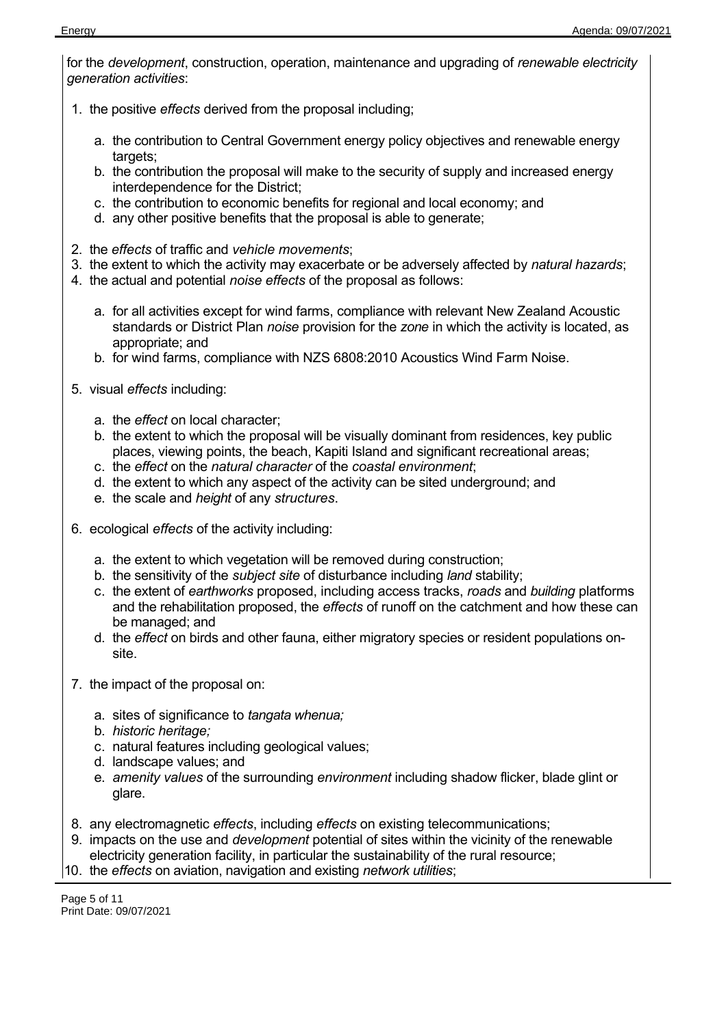for the *development*, construction, operation, maintenance and upgrading of *renewable electricity generation activities*:

1. the positive *effects* derived from the proposal including;

    a. the contribution to Central Government energy policy objectives and renewable energy targets;
    b. the contribution the proposal will make to the security of supply and increased energy interdependence for the District;
    c. the contribution to economic benefits for regional and local economy; and
    d. any other positive benefits that the proposal is able to generate;

2. the *effects* of traffic and *vehicle movements*;
3. the extent to which the activity may exacerbate or be adversely affected by *natural hazards*;
4. the actual and potential *noise effects* of the proposal as follows:

    a. for all activities except for wind farms, compliance with relevant New Zealand Acoustic standards or District Plan *noise* provision for the *zone* in which the activity is located, as appropriate; and
    b. for wind farms, compliance with NZS 6808:2010 Acoustics Wind Farm Noise.

5. visual *effects* including:

    a. the *effect* on local character;
    b. the extent to which the proposal will be visually dominant from residences, key public places, viewing points, the beach, Kapiti Island and significant recreational areas;
    c. the *effect* on the *natural character* of the *coastal environment*;
    d. the extent to which any aspect of the activity can be sited underground; and
    e. the scale and *height* of any *structures*.

6. ecological *effects* of the activity including:

    a. the extent to which vegetation will be removed during construction;
    b. the sensitivity of the *subject site* of disturbance including *land* stability;
    c. the extent of *earthworks* proposed, including access tracks, *roads* and *building* platforms and the rehabilitation proposed, the *effects* of runoff on the catchment and how these can be managed; and
    d. the *effect* on birds and other fauna, either migratory species or resident populations on-site.

7. the impact of the proposal on:

    a. sites of significance to *tangata whenua;*
    b. *historic heritage;*
    c. natural features including geological values;
    d. landscape values; and
    e. *amenity values* of the surrounding *environment* including shadow flicker, blade glint or glare.

8. any electromagnetic *effects*, including *effects* on existing telecommunications;
9. impacts on the use and *development* potential of sites within the vicinity of the renewable electricity generation facility, in particular the sustainability of the rural resource;
10. the *effects* on aviation, navigation and existing *network utilities*;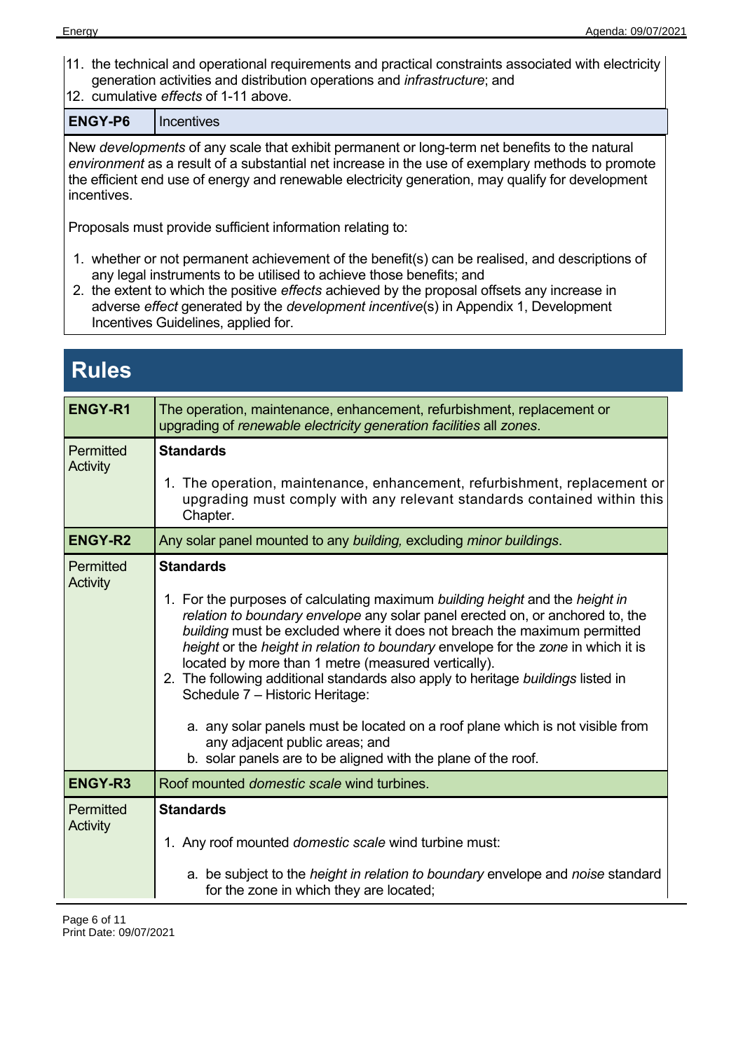11. the technical and operational requirements and practical constraints associated with electricity generation activities and distribution operations and *infrastructure*; and
12. cumulative *effects* of 1-11 above.

| ENGY-P6 | Incentives |
|---|---|

New *developments* of any scale that exhibit permanent or long-term net benefits to the natural *environment* as a result of a substantial net increase in the use of exemplary methods to promote the efficient end use of energy and renewable electricity generation, may qualify for development incentives.

Proposals must provide sufficient information relating to:

1. whether or not permanent achievement of the benefit(s) can be realised, and descriptions of any legal instruments to be utilised to achieve those benefits; and
2. the extent to which the positive *effects* achieved by the proposal offsets any increase in adverse *effect* generated by the *development incentive*(s) in Appendix 1, Development Incentives Guidelines, applied for.

# Rules

| **ENGY-R1** | The operation, maintenance, enhancement, refurbishment, replacement or upgrading of *renewable electricity generation facilities* all *zones*. |
|---|---|
| Permitted Activity | **Standards**<br><br>1. The operation, maintenance, enhancement, refurbishment, replacement or upgrading must comply with any relevant standards contained within this Chapter. |
| **ENGY-R2** | Any solar panel mounted to any *building,* excluding *minor buildings*. |
| Permitted Activity | **Standards**<br><br>1. For the purposes of calculating maximum *building height* and the *height in relation to boundary envelope* any solar panel erected on, or anchored to, the *building* must be excluded where it does not breach the maximum permitted *height* or the *height in relation to boundary* envelope for the *zone* in which it is located by more than 1 metre (measured vertically).<br>2. The following additional standards also apply to heritage *buildings* listed in Schedule 7 – Historic Heritage:<br><br>a. any solar panels must be located on a roof plane which is not visible from any adjacent public areas; and<br>b. solar panels are to be aligned with the plane of the roof. |
| **ENGY-R3** | Roof mounted *domestic scale* wind turbines. |
| Permitted Activity | **Standards**<br><br>1. Any roof mounted *domestic scale* wind turbine must:<br><br>a. be subject to the *height in relation to boundary* envelope and *noise* standard for the zone in which they are located; |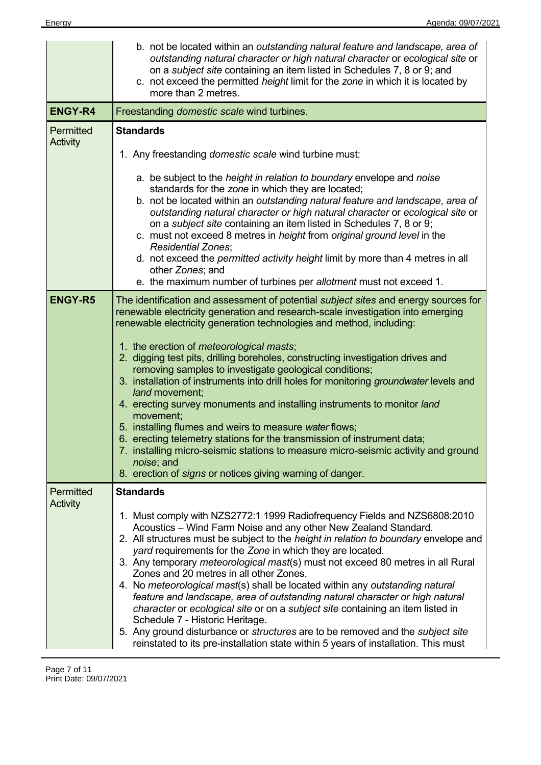| | |
|---|---|
| | b. not be located within an *outstanding natural feature and landscape, area of outstanding natural character or high natural character* or *ecological site* or on a *subject site* containing an item listed in Schedules 7, 8 or 9; and<br>c. not exceed the permitted *height* limit for the *zone* in which it is located by more than 2 metres. |
| **ENGY-R4** | Freestanding *domestic scale* wind turbines. |
| Permitted Activity | **Standards**<br><br>1. Any freestanding *domestic scale* wind turbine must:<br><br>a. be subject to the *height in relation to boundary* envelope and *noise* standards for the *zone* in which they are located;<br>b. not be located within an *outstanding natural feature and landscape*, *area of outstanding natural character or high natural character* or *ecological site* or on a *subject site* containing an item listed in Schedules 7, 8 or 9;<br>c. must not exceed 8 metres in *height* from *original ground level* in the *Residential Zones*;<br>d. not exceed the *permitted activity height* limit by more than 4 metres in all other *Zones*; and<br>e. the maximum number of turbines per *allotment* must not exceed 1. |
| **ENGY-R5** | The identification and assessment of potential *subject sites* and energy sources for renewable electricity generation and research-scale investigation into emerging renewable electricity generation technologies and method, including:<br><br>1. the erection of *meteorological masts*;<br>2. digging test pits, drilling boreholes, constructing investigation drives and removing samples to investigate geological conditions;<br>3. installation of instruments into drill holes for monitoring *groundwater* levels and *land* movement;<br>4. erecting survey monuments and installing instruments to monitor *land* movement;<br>5. installing flumes and weirs to measure *water* flows;<br>6. erecting telemetry stations for the transmission of instrument data;<br>7. installing micro-seismic stations to measure micro-seismic activity and ground *noise*; and<br>8. erection of *signs* or notices giving warning of danger. |
| Permitted Activity | **Standards**<br><br>1. Must comply with NZS2772:1 1999 Radiofrequency Fields and NZS6808:2010 Acoustics – Wind Farm Noise and any other New Zealand Standard.<br>2. All structures must be subject to the *height in relation to boundary* envelope and *yard* requirements for the *Zone* in which they are located.<br>3. Any temporary *meteorological mast*(s) must not exceed 80 metres in all Rural Zones and 20 metres in all other Zones.<br>4. No *meteorological mast*(s) shall be located within any *outstanding natural feature and landscape, area of outstanding natural character or high natural character* or *ecological site* or on a *subject site* containing an item listed in Schedule 7 - Historic Heritage.<br>5. Any ground disturbance or *structures* are to be removed and the *subject site* reinstated to its pre-installation state within 5 years of installation. This must |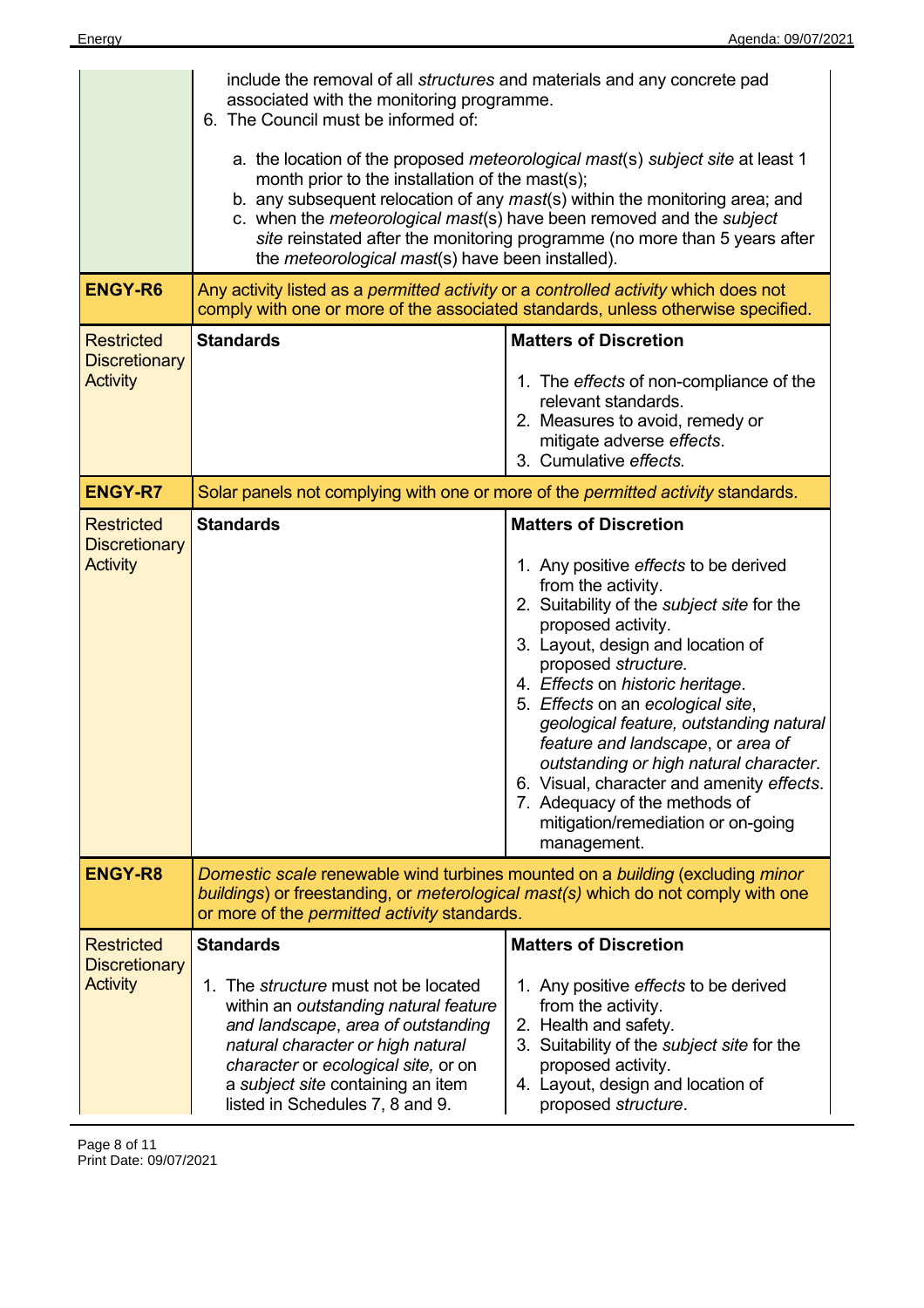| | | |
|---|---|---|
| | include the removal of all *structures* and materials and any concrete pad associated with the monitoring programme.<br>6. The Council must be informed of:<br>a. the location of the proposed *meteorological mast*(s) *subject site* at least 1 month prior to the installation of the mast(s);<br>b. any subsequent relocation of any *mast*(s) within the monitoring area; and<br>c. when the *meteorological mast*(s) have been removed and the *subject site* reinstated after the monitoring programme (no more than 5 years after the *meteorological mast*(s) have been installed). | |
| **ENGY-R6** | Any activity listed as a *permitted activity* or a *controlled activity* which does not comply with one or more of the associated standards, unless otherwise specified. | |
| Restricted Discretionary Activity | **Standards** | **Matters of Discretion**<br>1. The *effects* of non-compliance of the relevant standards.<br>2. Measures to avoid, remedy or mitigate adverse *effects*.<br>3. Cumulative *effects.* |
| **ENGY-R7** | Solar panels not complying with one or more of the *permitted activity* standards. | |
| Restricted Discretionary Activity | **Standards** | **Matters of Discretion**<br>1. Any positive *effects* to be derived from the activity.<br>2. Suitability of the *subject site* for the proposed activity.<br>3. Layout, design and location of proposed *structure.*<br>4. *Effects* on *historic heritage*.<br>5. *Effects* on an *ecological site*, *geological feature, outstanding natural feature and landscape*, or *area of outstanding or high natural character*.<br>6. Visual, character and amenity *effects*.<br>7. Adequacy of the methods of mitigation/remediation or on-going management. |
| **ENGY-R8** | *Domestic scale* renewable wind turbines mounted on a *building* (excluding *minor buildings*) or freestanding, or *meterological mast(s)* which do not comply with one or more of the *permitted activity* standards. | |
| Restricted Discretionary Activity | **Standards**<br>1. The *structure* must not be located within an *outstanding natural feature and landscape*, *area of outstanding natural character or high natural character* or *ecological site,* or on a *subject site* containing an item listed in Schedules 7, 8 and 9. | **Matters of Discretion**<br>1. Any positive *effects* to be derived from the activity.<br>2. Health and safety.<br>3. Suitability of the *subject site* for the proposed activity.<br>4. Layout, design and location of proposed *structure*. |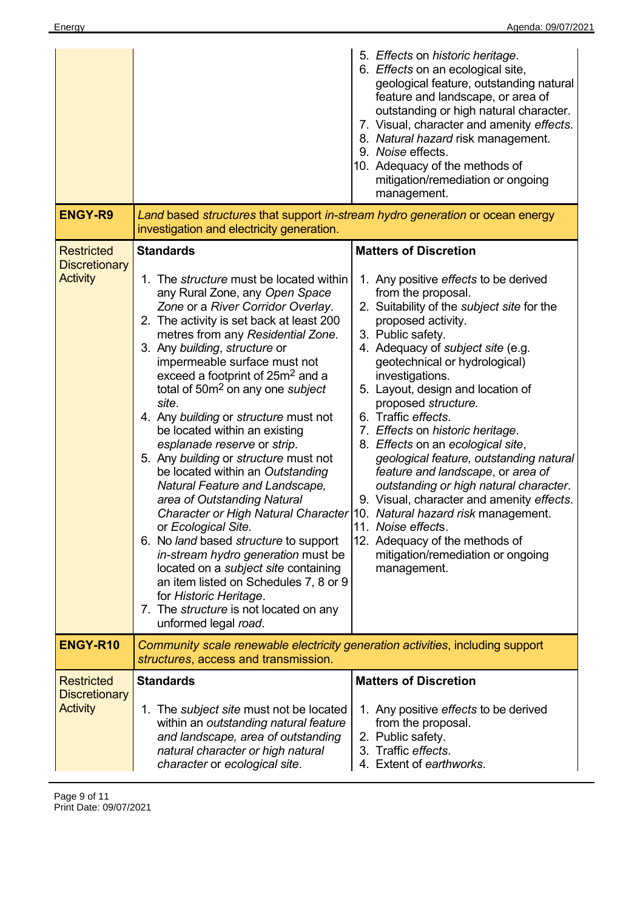| | | |
|---|---|---|
| | | 5. *Effects* on *historic heritage*.<br>6. *Effects* on an ecological site, geological feature, outstanding natural feature and landscape, or area of outstanding or high natural character.<br>7. Visual, character and amenity *effects*.<br>8. *Natural hazard* risk management.<br>9. *Noise* effects.<br>10. Adequacy of the methods of mitigation/remediation or ongoing management. |
| **ENGY-R9** | *Land* based *structures* that support *in-stream hydro generation* or ocean energy investigation and electricity generation. | |
| Restricted Discretionary Activity | **Standards**<br><br>1. The *structure* must be located within any Rural Zone, any *Open Space Zone* or a *River Corridor Overlay*.<br>2. The activity is set back at least 200 metres from any *Residential Zone*.<br>3. Any *building*, *structure* or impermeable surface must not exceed a footprint of 25m² and a total of 50m² on any one *subject site*.<br>4. Any *building* or *structure* must not be located within an existing *esplanade reserve* or *strip*.<br>5. Any *building* or *structure* must not be located within an *Outstanding Natural Feature and Landscape, area of Outstanding Natural Character or High Natural Character* or *Ecological Site*.<br>6. No *land* based *structure* to support *in-stream hydro generation* must be located on a *subject site* containing an item listed on Schedules 7, 8 or 9 for *Historic Heritage*.<br>7. The *structure* is not located on any unformed legal *road*. | **Matters of Discretion**<br><br>1. Any positive *effects* to be derived from the proposal.<br>2. Suitability of the *subject site* for the proposed activity.<br>3. Public safety.<br>4. Adequacy of *subject site* (e.g. geotechnical or hydrological) investigations.<br>5. Layout, design and location of proposed *structure.*<br>6. Traffic *effects*.<br>7. *Effects* on *historic heritage*.<br>8. *Effects* on an *ecological site*, *geological feature, outstanding natural feature and landscape*, or *area of outstanding or high natural character*.<br>9. Visual, character and amenity *effects*.<br>10. *Natural hazard risk* management.<br>11. *Noise effects*.<br>12. Adequacy of the methods of mitigation/remediation or ongoing management. |
| **ENGY-R10** | *Community scale renewable electricity generation activities*, including support *structures*, access and transmission. | |
| Restricted Discretionary Activity | **Standards**<br><br>1. The *subject site* must not be located within an *outstanding natural feature and landscape, area of outstanding natural character or high natural character* or *ecological site*. | **Matters of Discretion**<br><br>1. Any positive *effects* to be derived from the proposal.<br>2. Public safety.<br>3. Traffic *effects*.<br>4. Extent of *earthworks*. |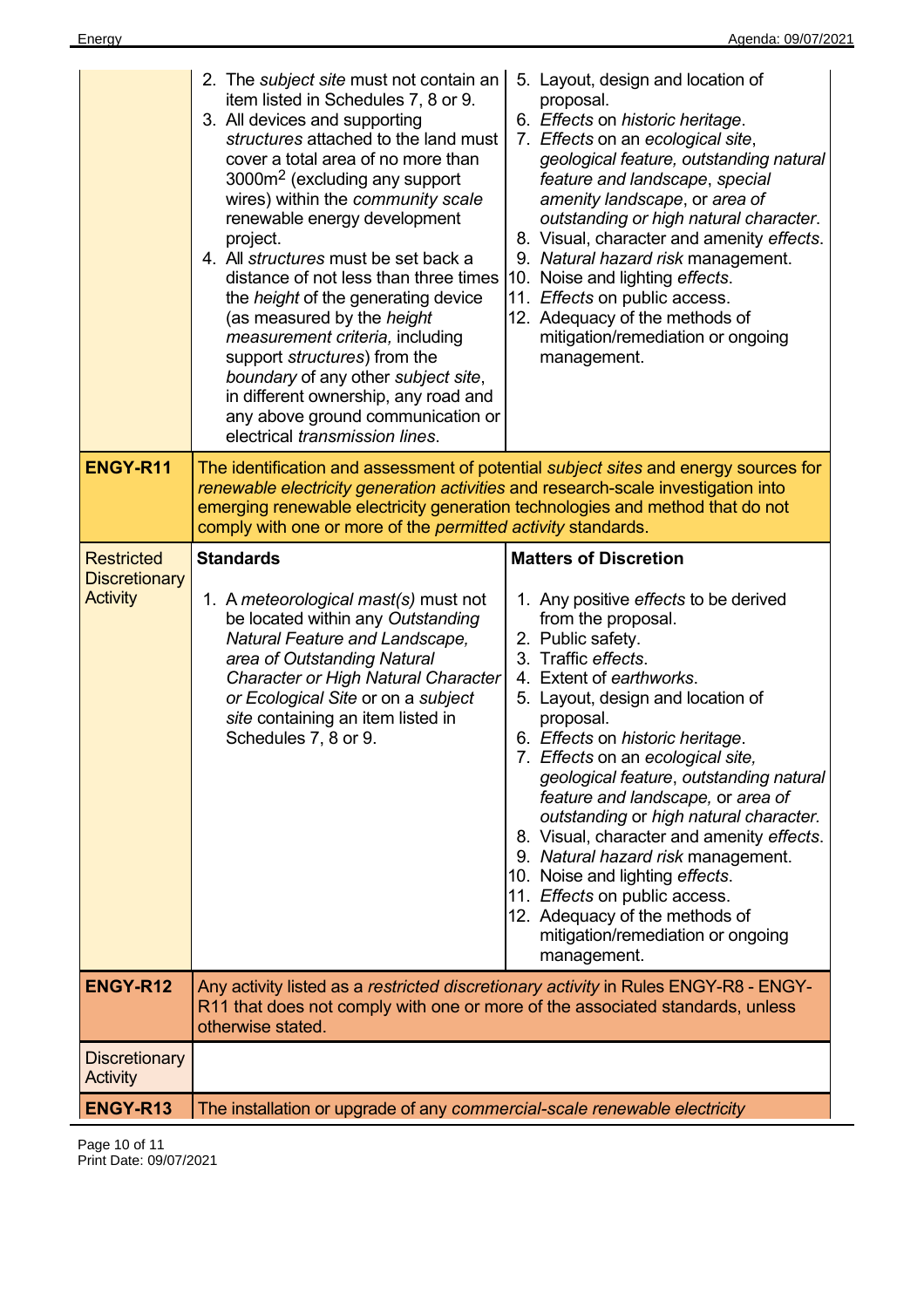| | | |
|---|---|---|
| | 2. The *subject site* must not contain an item listed in Schedules 7, 8 or 9.<br>3. All devices and supporting *structures* attached to the land must cover a total area of no more than 3000m$^2$ (excluding any support wires) within the *community scale* renewable energy development project.<br>4. All *structures* must be set back a distance of not less than three times the *height* of the generating device (as measured by the *height measurement criteria,* including support *structures*) from the *boundary* of any other *subject site*, in different ownership, any road and any above ground communication or electrical *transmission lines*. | 5. Layout, design and location of proposal.<br>6. *Effects* on *historic heritage*.<br>7. *Effects* on an *ecological site*, *geological feature, outstanding natural feature and landscape*, *special amenity landscape*, or *area of outstanding or high natural character*.<br>8. Visual, character and amenity *effects*.<br>9. *Natural hazard risk* management.<br>10. Noise and lighting *effects*.<br>11. *Effects* on public access.<br>12. Adequacy of the methods of mitigation/remediation or ongoing management. |
| **ENGY-R11** | The identification and assessment of potential *subject sites* and energy sources for *renewable electricity generation activities* and research-scale investigation into emerging renewable electricity generation technologies and method that do not comply with one or more of the *permitted activity* standards. | |
| Restricted Discretionary Activity | **Standards**<br><br>1. A *meteorological mast(s)* must not be located within any *Outstanding Natural Feature and Landscape, area of Outstanding Natural Character or High Natural Character or Ecological Site* or on a *subject site* containing an item listed in Schedules 7, 8 or 9. | **Matters of Discretion**<br><br>1. Any positive *effects* to be derived from the proposal.<br>2. Public safety.<br>3. Traffic *effects*.<br>4. Extent of *earthworks*.<br>5. Layout, design and location of proposal.<br>6. *Effects* on *historic heritage*.<br>7. *Effects* on an *ecological site, geological feature*, *outstanding natural feature and landscape,* or *area of outstanding* or *high natural character.*<br>8. Visual, character and amenity *effects*.<br>9. *Natural hazard risk* management.<br>10. Noise and lighting *effects*.<br>11. *Effects* on public access.<br>12. Adequacy of the methods of mitigation/remediation or ongoing management. |
| **ENGY-R12** | Any activity listed as a *restricted discretionary activity* in Rules ENGY-R8 - ENGY-R11 that does not comply with one or more of the associated standards, unless otherwise stated. | |
| Discretionary Activity | | |
| **ENGY-R13** | The installation or upgrade of any *commercial-scale renewable electricity* | |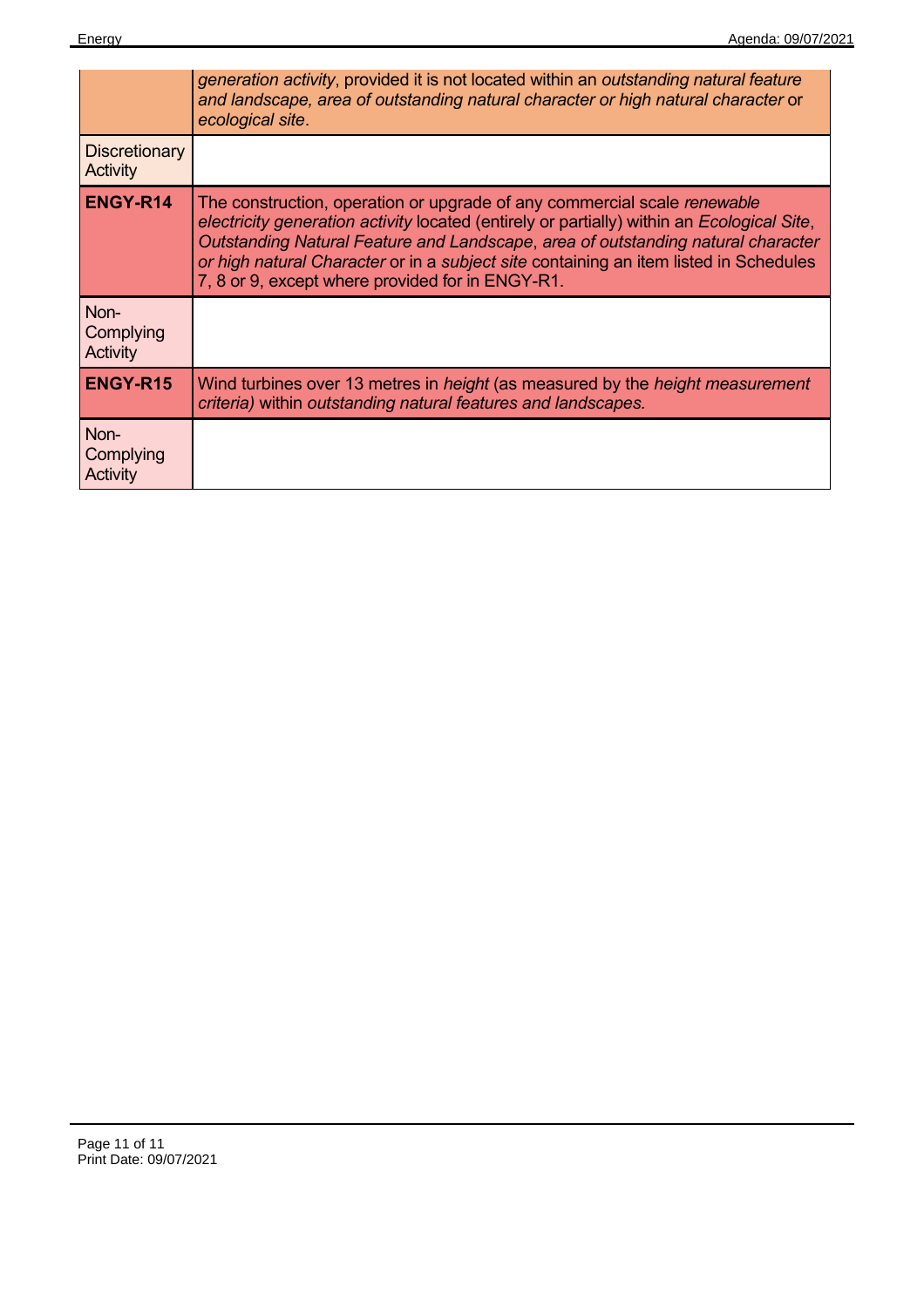| | |
|---|---|
| | *generation activity*, provided it is not located within an *outstanding natural feature and landscape, area of outstanding natural character or high natural character* or *ecological site*. |
| Discretionary Activity | |
| **ENGY-R14** | The construction, operation or upgrade of any commercial scale *renewable electricity generation activity* located (entirely or partially) within an *Ecological Site*, *Outstanding Natural Feature and Landscape*, *area of outstanding natural character or high natural Character* or in a *subject site* containing an item listed in Schedules 7, 8 or 9, except where provided for in ENGY-R1. |
| Non-Complying Activity | |
| **ENGY-R15** | Wind turbines over 13 metres in *height* (as measured by the *height measurement criteria)* within *outstanding natural features and landscapes.* |
| Non-Complying Activity | |